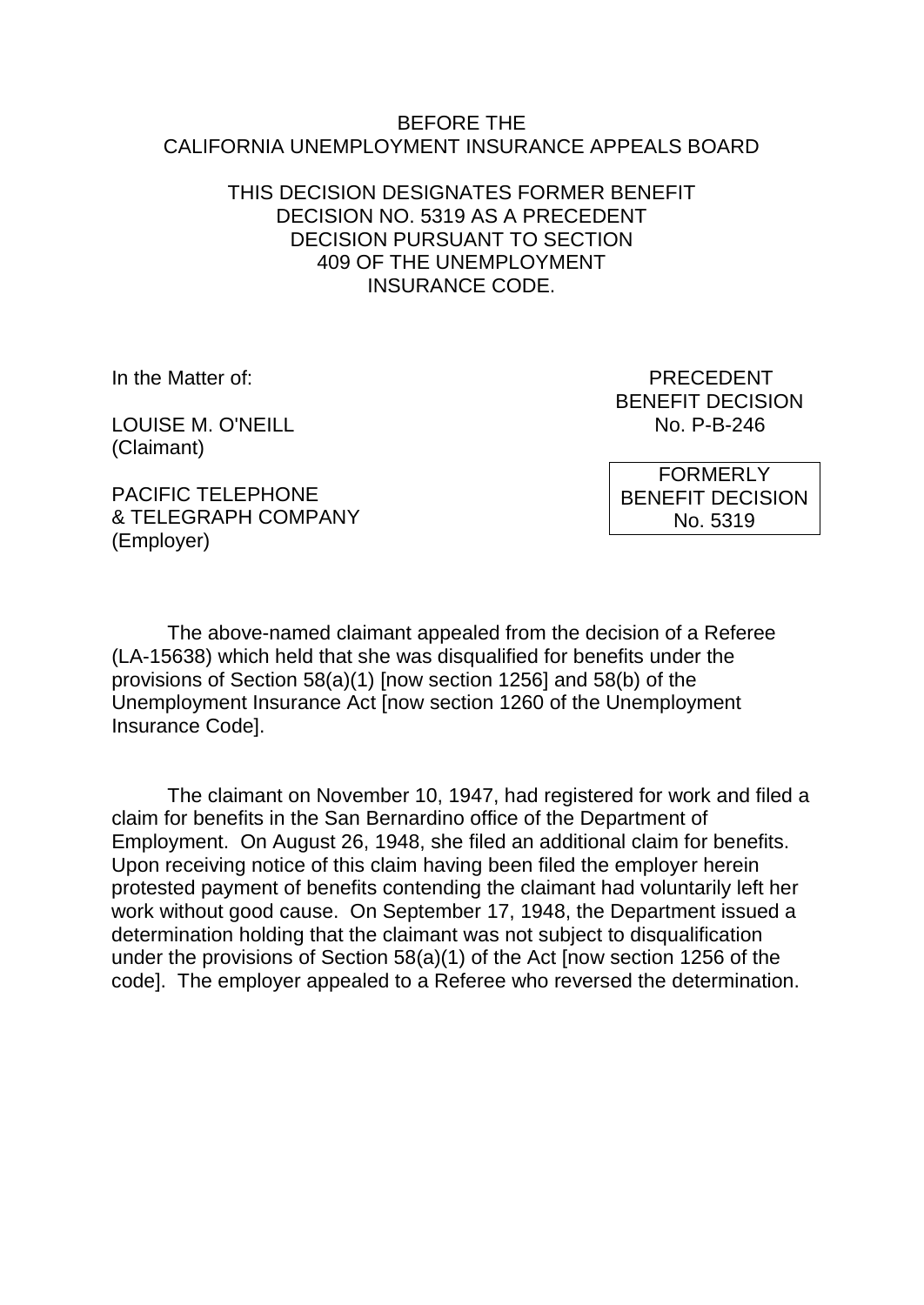BEFORE THE
CALIFORNIA UNEMPLOYMENT INSURANCE APPEALS BOARD

THIS DECISION DESIGNATES FORMER BENEFIT DECISION NO. 5319 AS A PRECEDENT DECISION PURSUANT TO SECTION 409 OF THE UNEMPLOYMENT INSURANCE CODE.

In the Matter of:

LOUISE M. O'NEILL
(Claimant)

PACIFIC TELEPHONE
& TELEGRAPH COMPANY
(Employer)

PRECEDENT
BENEFIT DECISION
No. P-B-246

FORMERLY
BENEFIT DECISION
No. 5319

The above-named claimant appealed from the decision of a Referee (LA-15638) which held that she was disqualified for benefits under the provisions of Section 58(a)(1) [now section 1256] and 58(b) of the Unemployment Insurance Act [now section 1260 of the Unemployment Insurance Code].

The claimant on November 10, 1947, had registered for work and filed a claim for benefits in the San Bernardino office of the Department of Employment. On August 26, 1948, she filed an additional claim for benefits. Upon receiving notice of this claim having been filed the employer herein protested payment of benefits contending the claimant had voluntarily left her work without good cause. On September 17, 1948, the Department issued a determination holding that the claimant was not subject to disqualification under the provisions of Section 58(a)(1) of the Act [now section 1256 of the code]. The employer appealed to a Referee who reversed the determination.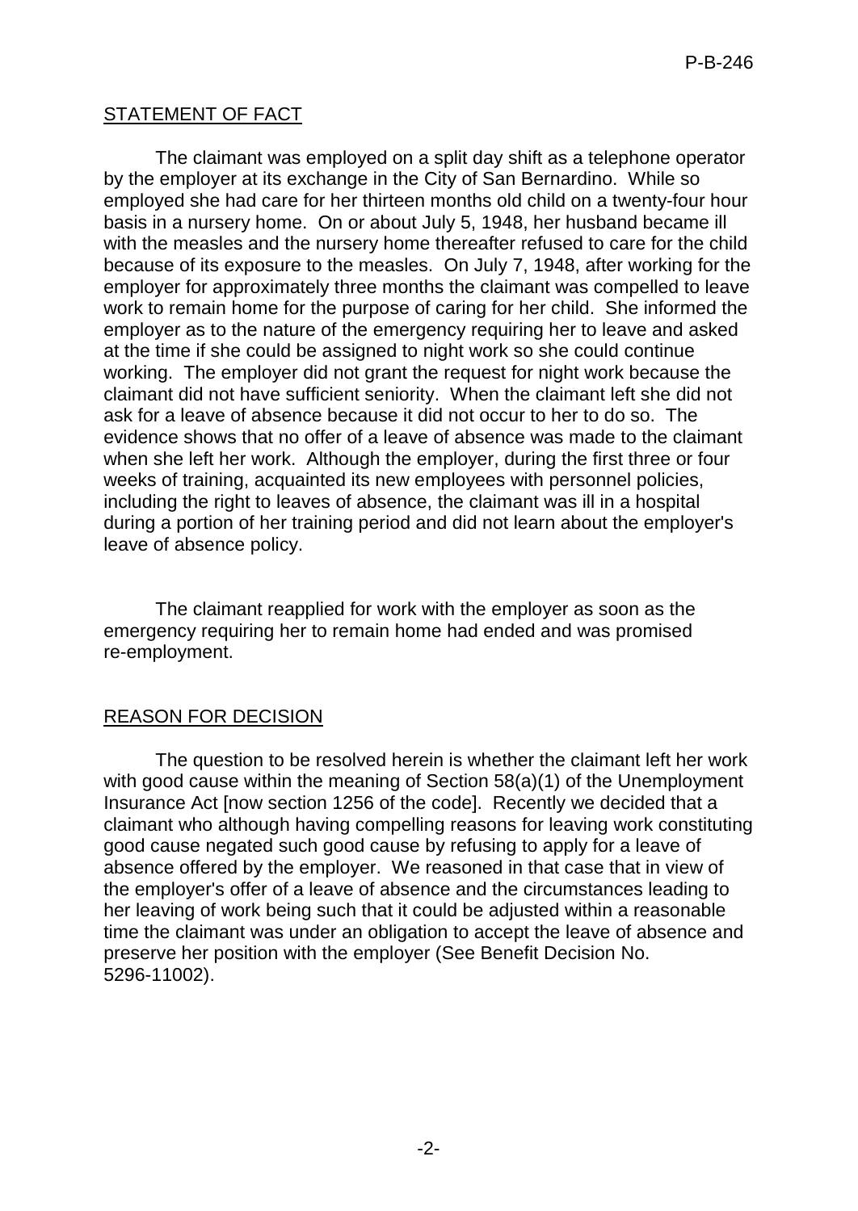## STATEMENT OF FACT

The claimant was employed on a split day shift as a telephone operator by the employer at its exchange in the City of San Bernardino. While so employed she had care for her thirteen months old child on a twenty-four hour basis in a nursery home. On or about July 5, 1948, her husband became ill with the measles and the nursery home thereafter refused to care for the child because of its exposure to the measles. On July 7, 1948, after working for the employer for approximately three months the claimant was compelled to leave work to remain home for the purpose of caring for her child. She informed the employer as to the nature of the emergency requiring her to leave and asked at the time if she could be assigned to night work so she could continue working. The employer did not grant the request for night work because the claimant did not have sufficient seniority. When the claimant left she did not ask for a leave of absence because it did not occur to her to do so. The evidence shows that no offer of a leave of absence was made to the claimant when she left her work. Although the employer, during the first three or four weeks of training, acquainted its new employees with personnel policies, including the right to leaves of absence, the claimant was ill in a hospital during a portion of her training period and did not learn about the employer's leave of absence policy.

The claimant reapplied for work with the employer as soon as the emergency requiring her to remain home had ended and was promised re-employment.

## REASON FOR DECISION

The question to be resolved herein is whether the claimant left her work with good cause within the meaning of Section 58(a)(1) of the Unemployment Insurance Act [now section 1256 of the code]. Recently we decided that a claimant who although having compelling reasons for leaving work constituting good cause negated such good cause by refusing to apply for a leave of absence offered by the employer. We reasoned in that case that in view of the employer's offer of a leave of absence and the circumstances leading to her leaving of work being such that it could be adjusted within a reasonable time the claimant was under an obligation to accept the leave of absence and preserve her position with the employer (See Benefit Decision No. 5296-11002).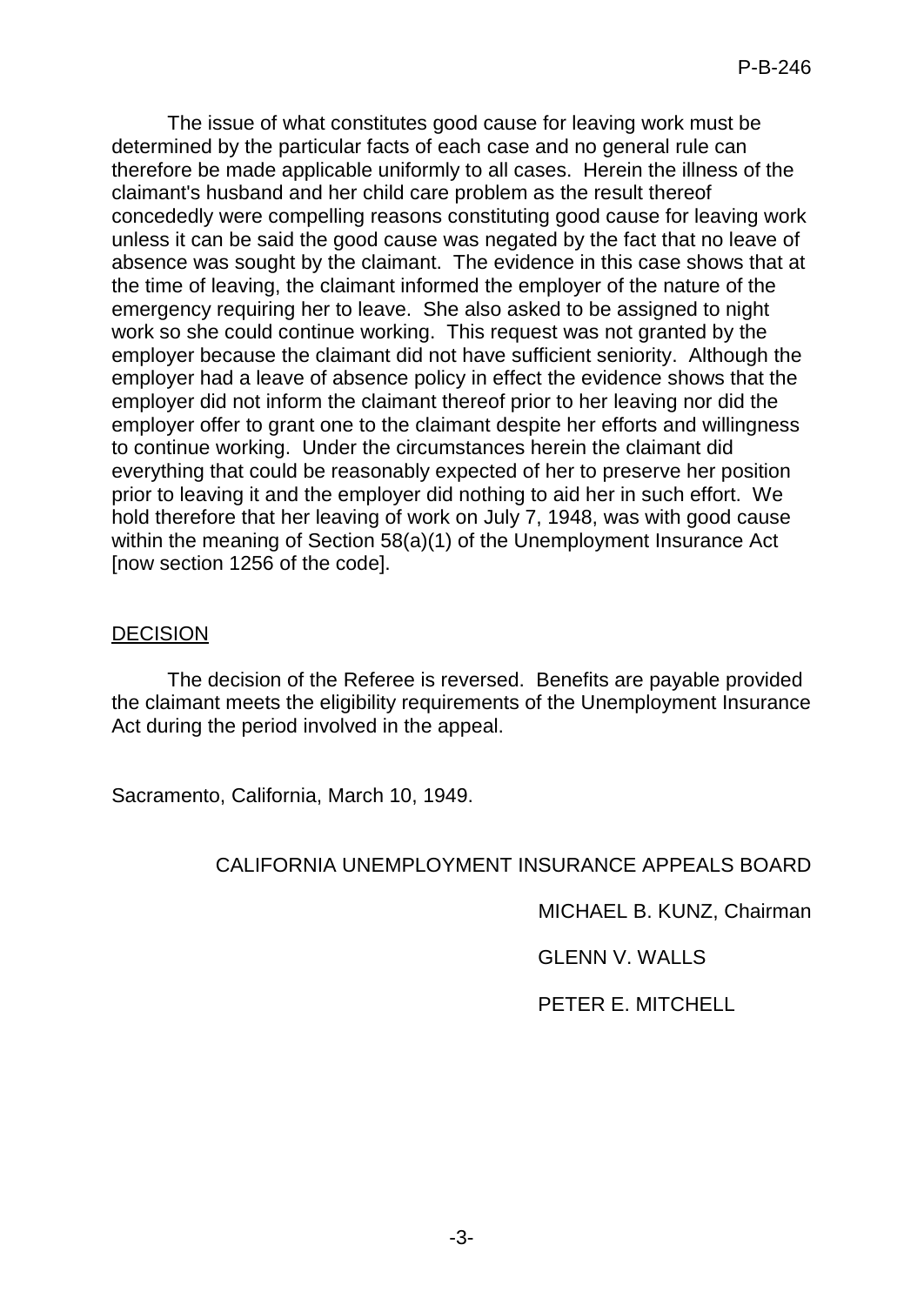The issue of what constitutes good cause for leaving work must be determined by the particular facts of each case and no general rule can therefore be made applicable uniformly to all cases. Herein the illness of the claimant's husband and her child care problem as the result thereof concededly were compelling reasons constituting good cause for leaving work unless it can be said the good cause was negated by the fact that no leave of absence was sought by the claimant. The evidence in this case shows that at the time of leaving, the claimant informed the employer of the nature of the emergency requiring her to leave. She also asked to be assigned to night work so she could continue working. This request was not granted by the employer because the claimant did not have sufficient seniority. Although the employer had a leave of absence policy in effect the evidence shows that the employer did not inform the claimant thereof prior to her leaving nor did the employer offer to grant one to the claimant despite her efforts and willingness to continue working. Under the circumstances herein the claimant did everything that could be reasonably expected of her to preserve her position prior to leaving it and the employer did nothing to aid her in such effort. We hold therefore that her leaving of work on July 7, 1948, was with good cause within the meaning of Section 58(a)(1) of the Unemployment Insurance Act [now section 1256 of the code].

## DECISION

The decision of the Referee is reversed. Benefits are payable provided the claimant meets the eligibility requirements of the Unemployment Insurance Act during the period involved in the appeal.

Sacramento, California, March 10, 1949.

CALIFORNIA UNEMPLOYMENT INSURANCE APPEALS BOARD

MICHAEL B. KUNZ, Chairman

GLENN V. WALLS

PETER E. MITCHELL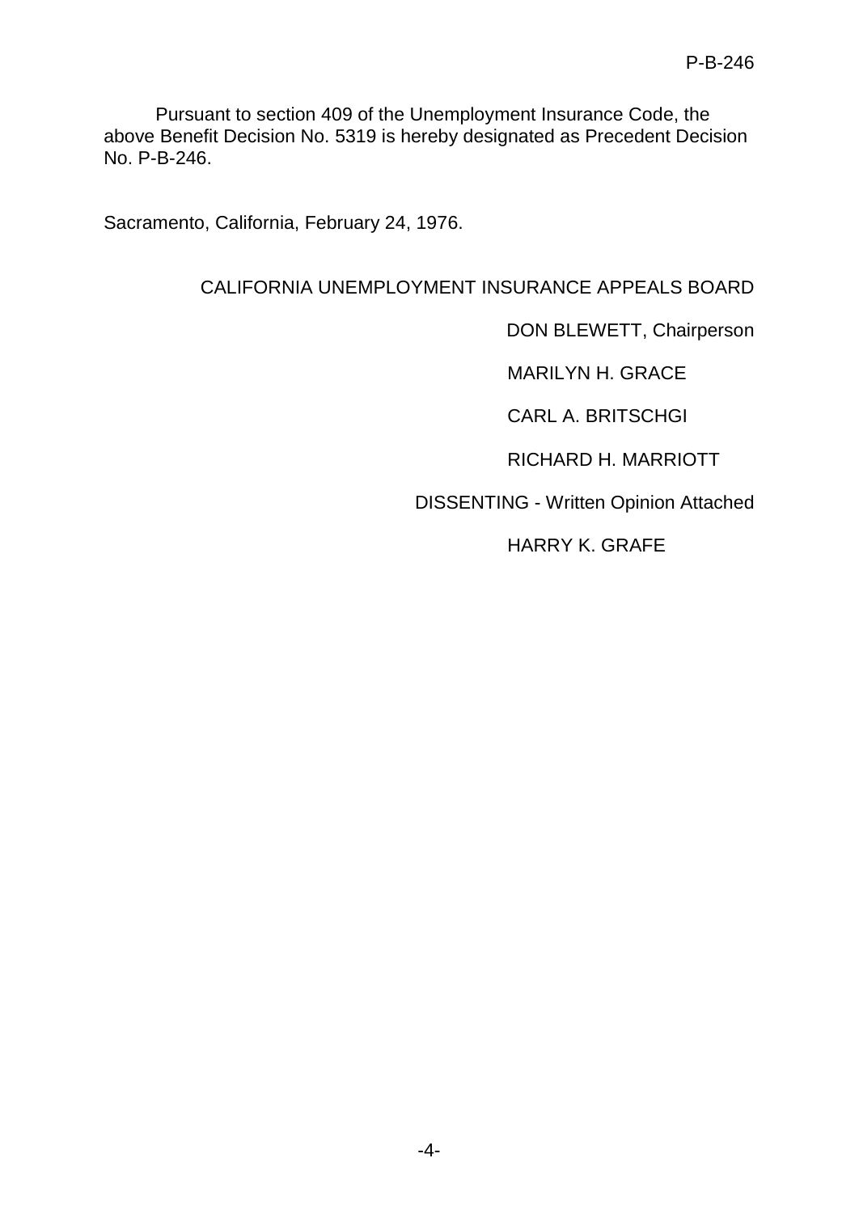Pursuant to section 409 of the Unemployment Insurance Code, the above Benefit Decision No. 5319 is hereby designated as Precedent Decision No. P-B-246.

Sacramento, California, February 24, 1976.

CALIFORNIA UNEMPLOYMENT INSURANCE APPEALS BOARD

DON BLEWETT, Chairperson

MARILYN H. GRACE

CARL A. BRITSCHGI

RICHARD H. MARRIOTT

DISSENTING - Written Opinion Attached

HARRY K. GRAFE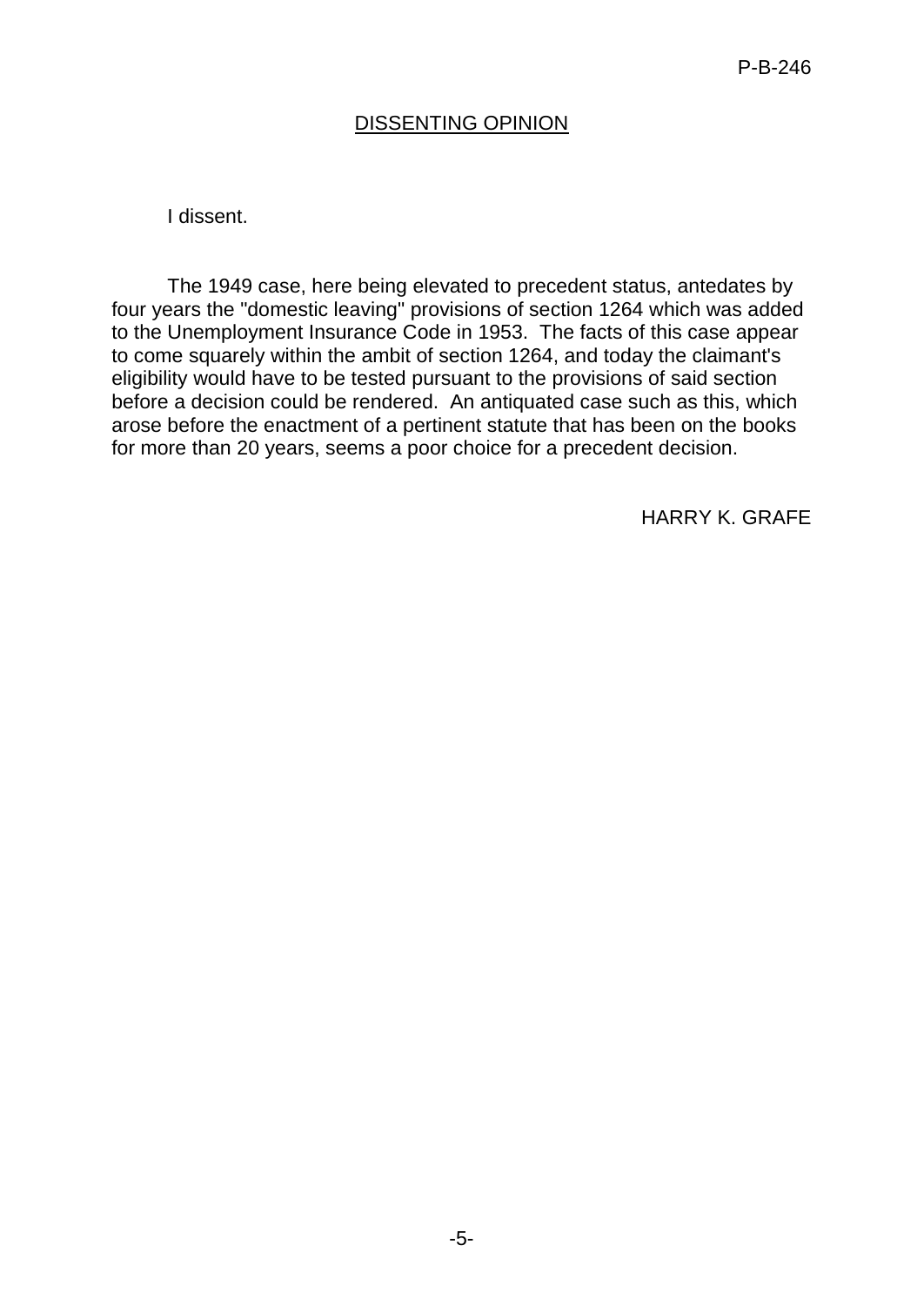## DISSENTING OPINION

I dissent.

The 1949 case, here being elevated to precedent status, antedates by four years the "domestic leaving" provisions of section 1264 which was added to the Unemployment Insurance Code in 1953. The facts of this case appear to come squarely within the ambit of section 1264, and today the claimant's eligibility would have to be tested pursuant to the provisions of said section before a decision could be rendered. An antiquated case such as this, which arose before the enactment of a pertinent statute that has been on the books for more than 20 years, seems a poor choice for a precedent decision.

HARRY K. GRAFE